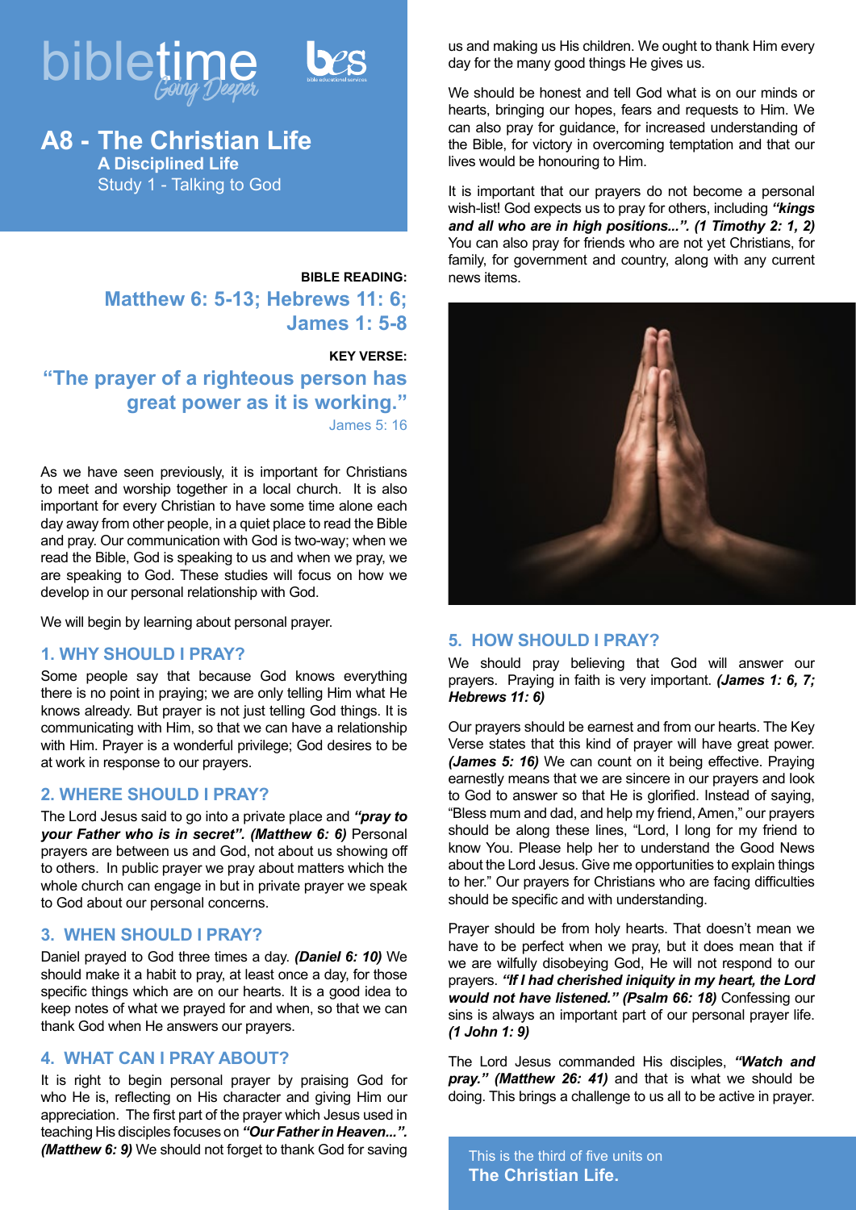# A8 - The Christian Life

## A Disciplined Life

### Study 1 - Talking to God

**BIBLE READING:**

**Matthew 6: 5-13; Hebrews 11: 6; James 1: 5-8**

**KEY VERSE:**

**"The prayer of a righteous person has great power as it is working."**

James 5: 16

As we have seen previously, it is important for Christians to meet and worship together in a local church. It is also important for every Christian to have some time alone each day away from other people, in a quiet place to read the Bible and pray. Our communication with God is two-way; when we read the Bible, God is speaking to us and when we pray, we are speaking to God. These studies will focus on how we develop in our personal relationship with God.

We will begin by learning about personal prayer.

## 1. WHY SHOULD I PRAY?

Some people say that because God knows everything there is no point in praying; we are only telling Him what He knows already. But prayer is not just telling God things. It is communicating with Him, so that we can have a relationship with Him. Prayer is a wonderful privilege; God desires to be at work in response to our prayers.

## 2. WHERE SHOULD I PRAY?

The Lord Jesus said to go into a private place and ***"pray to your Father who is in secret". (Matthew 6: 6)*** Personal prayers are between us and God, not about us showing off to others. In public prayer we pray about matters which the whole church can engage in but in private prayer we speak to God about our personal concerns.

## 3. WHEN SHOULD I PRAY?

Daniel prayed to God three times a day. ***(Daniel 6: 10)*** We should make it a habit to pray, at least once a day, for those specific things which are on our hearts. It is a good idea to keep notes of what we prayed for and when, so that we can thank God when He answers our prayers.

## 4. WHAT CAN I PRAY ABOUT?

It is right to begin personal prayer by praising God for who He is, reflecting on His character and giving Him our appreciation. The first part of the prayer which Jesus used in teaching His disciples focuses on ***"Our Father in Heaven...". (Matthew 6: 9)*** We should not forget to thank God for saving us and making us His children. We ought to thank Him every day for the many good things He gives us.

We should be honest and tell God what is on our minds or hearts, bringing our hopes, fears and requests to Him. We can also pray for guidance, for increased understanding of the Bible, for victory in overcoming temptation and that our lives would be honouring to Him.

It is important that our prayers do not become a personal wish-list! God expects us to pray for others, including ***"kings and all who are in high positions...". (1 Timothy 2: 1, 2)*** You can also pray for friends who are not yet Christians, for family, for government and country, along with any current news items.

## 5. HOW SHOULD I PRAY?

We should pray believing that God will answer our prayers. Praying in faith is very important. ***(James 1: 6, 7; Hebrews 11: 6)***

Our prayers should be earnest and from our hearts. The Key Verse states that this kind of prayer will have great power. ***(James 5: 16)*** We can count on it being effective. Praying earnestly means that we are sincere in our prayers and look to God to answer so that He is glorified. Instead of saying, "Bless mum and dad, and help my friend, Amen," our prayers should be along these lines, "Lord, I long for my friend to know You. Please help her to understand the Good News about the Lord Jesus. Give me opportunities to explain things to her." Our prayers for Christians who are facing difficulties should be specific and with understanding.

Prayer should be from holy hearts. That doesn't mean we have to be perfect when we pray, but it does mean that if we are wilfully disobeying God, He will not respond to our prayers. ***"If I had cherished iniquity in my heart, the Lord would not have listened." (Psalm 66: 18)*** Confessing our sins is always an important part of our personal prayer life. ***(1 John 1: 9)***

The Lord Jesus commanded His disciples, ***"Watch and pray." (Matthew 26: 41)*** and that is what we should be doing. This brings a challenge to us all to be active in prayer.

This is the third of five units on **The Christian Life.**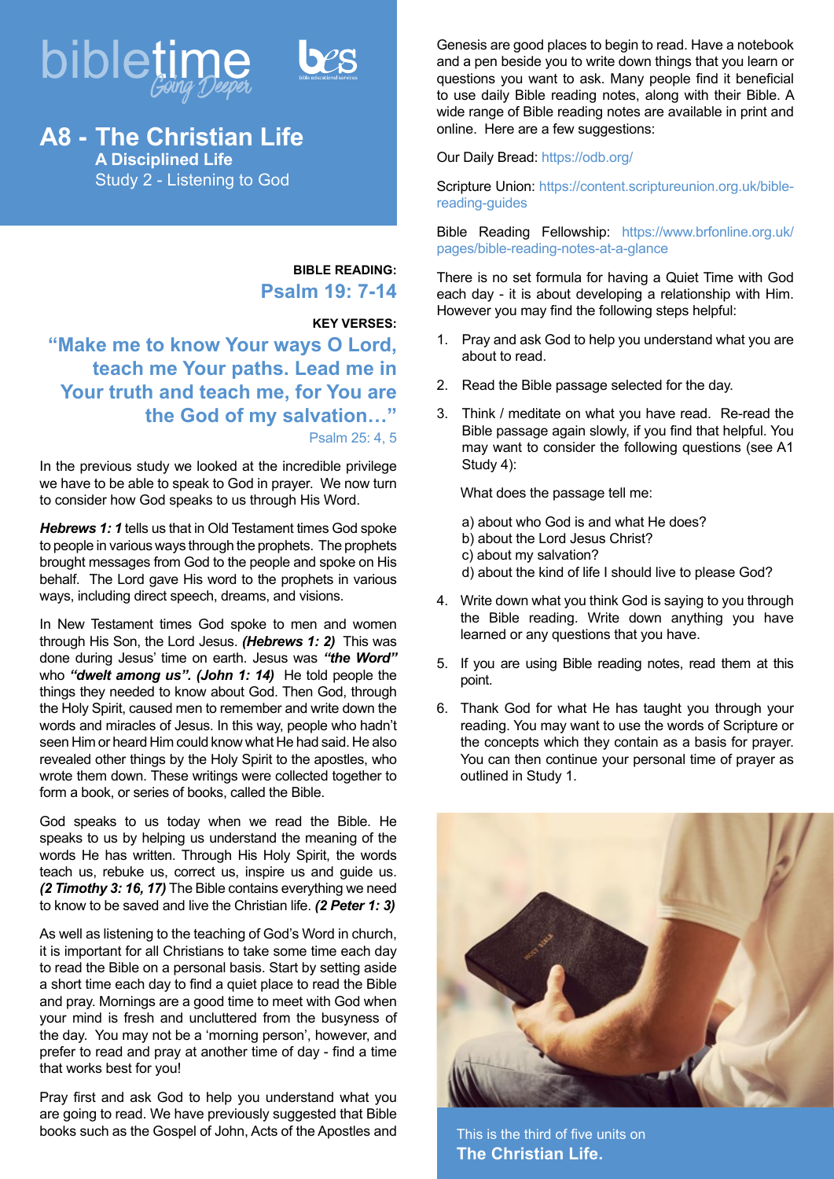# biBletime *Going Deeper*

## A8 - The Christian Life

### A Disciplined Life

Study 2 - Listening to God

**BIBLE READING:**

**Psalm 19: 7-14**

**KEY VERSES:**

**"Make me to know Your ways O Lord, teach me Your paths. Lead me in Your truth and teach me, for You are the God of my salvation…"**

Psalm 25: 4, 5

In the previous study we looked at the incredible privilege we have to be able to speak to God in prayer. We now turn to consider how God speaks to us through His Word.

***Hebrews 1: 1*** tells us that in Old Testament times God spoke to people in various ways through the prophets. The prophets brought messages from God to the people and spoke on His behalf. The Lord gave His word to the prophets in various ways, including direct speech, dreams, and visions.

In New Testament times God spoke to men and women through His Son, the Lord Jesus. ***(Hebrews 1: 2)*** This was done during Jesus' time on earth. Jesus was ***"the Word"*** who ***"dwelt among us". (John 1: 14)*** He told people the things they needed to know about God. Then God, through the Holy Spirit, caused men to remember and write down the words and miracles of Jesus. In this way, people who hadn't seen Him or heard Him could know what He had said. He also revealed other things by the Holy Spirit to the apostles, who wrote them down. These writings were collected together to form a book, or series of books, called the Bible.

God speaks to us today when we read the Bible. He speaks to us by helping us understand the meaning of the words He has written. Through His Holy Spirit, the words teach us, rebuke us, correct us, inspire us and guide us. ***(2 Timothy 3: 16, 17)*** The Bible contains everything we need to know to be saved and live the Christian life. ***(2 Peter 1: 3)***

As well as listening to the teaching of God's Word in church, it is important for all Christians to take some time each day to read the Bible on a personal basis. Start by setting aside a short time each day to find a quiet place to read the Bible and pray. Mornings are a good time to meet with God when your mind is fresh and uncluttered from the busyness of the day. You may not be a 'morning person', however, and prefer to read and pray at another time of day - find a time that works best for you!

Pray first and ask God to help you understand what you are going to read. We have previously suggested that Bible books such as the Gospel of John, Acts of the Apostles and Genesis are good places to begin to read. Have a notebook and a pen beside you to write down things that you learn or questions you want to ask. Many people find it beneficial to use daily Bible reading notes, along with their Bible. A wide range of Bible reading notes are available in print and online. Here are a few suggestions:

Our Daily Bread: https://odb.org/

Scripture Union: https://content.scriptureunion.org.uk/bible-reading-guides

Bible Reading Fellowship: https://www.brfonline.org.uk/pages/bible-reading-notes-at-a-glance

There is no set formula for having a Quiet Time with God each day - it is about developing a relationship with Him. However you may find the following steps helpful:

1. Pray and ask God to help you understand what you are about to read.
2. Read the Bible passage selected for the day.
3. Think / meditate on what you have read. Re-read the Bible passage again slowly, if you find that helpful. You may want to consider the following questions (see A1 Study 4):

   What does the passage tell me:

   a) about who God is and what He does?
   b) about the Lord Jesus Christ?
   c) about my salvation?
   d) about the kind of life I should live to please God?

4. Write down what you think God is saying to you through the Bible reading. Write down anything you have learned or any questions that you have.
5. If you are using Bible reading notes, read them at this point.
6. Thank God for what He has taught you through your reading. You may want to use the words of Scripture or the concepts which they contain as a basis for prayer. You can then continue your personal time of prayer as outlined in Study 1.

This is the third of five units on **The Christian Life.**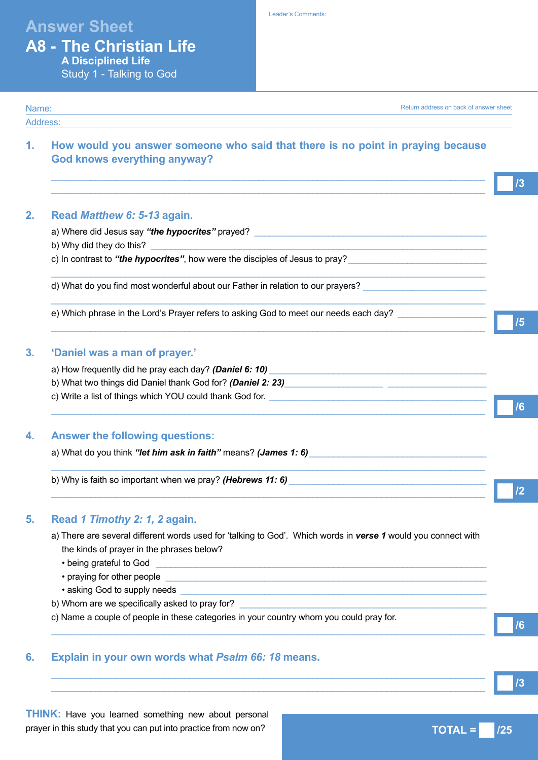# Answer Sheet

# A8 - The Christian Life

## A Disciplined Life

### Study 1 - Talking to God

Leader's Comments:

Name:

Address:

Return address on back of answer sheet

**1. How would you answer someone who said that there is no point in praying because God knows everything anyway?**

/3

**2. Read *Matthew 6: 5-13* again.**

a) Where did Jesus say ***"the hypocrites"*** prayed?

b) Why did they do this?

c) In contrast to ***"the hypocrites"***, how were the disciples of Jesus to pray?

d) What do you find most wonderful about our Father in relation to our prayers?

e) Which phrase in the Lord's Prayer refers to asking God to meet our needs each day?

/5

**3. 'Daniel was a man of prayer.'**

a) How frequently did he pray each day? ***(Daniel 6: 10)***

b) What two things did Daniel thank God for? ***(Daniel 2: 23)***

c) Write a list of things which YOU could thank God for.

/6

**4. Answer the following questions:**

a) What do you think ***"let him ask in faith"*** means? ***(James 1: 6)***

b) Why is faith so important when we pray? ***(Hebrews 11: 6)***

/2

**5. Read *1 Timothy 2: 1, 2* again.**

a) There are several different words used for 'talking to God'. Which words in ***verse 1*** would you connect with the kinds of prayer in the phrases below?

- being grateful to God
- praying for other people
- asking God to supply needs

b) Whom are we specifically asked to pray for?

c) Name a couple of people in these categories in your country whom you could pray for.

/6

**6. Explain in your own words what *Psalm 66: 18* means.**

/3

**THINK:** Have you learned something new about personal prayer in this study that you can put into practice from now on?

**TOTAL = /25**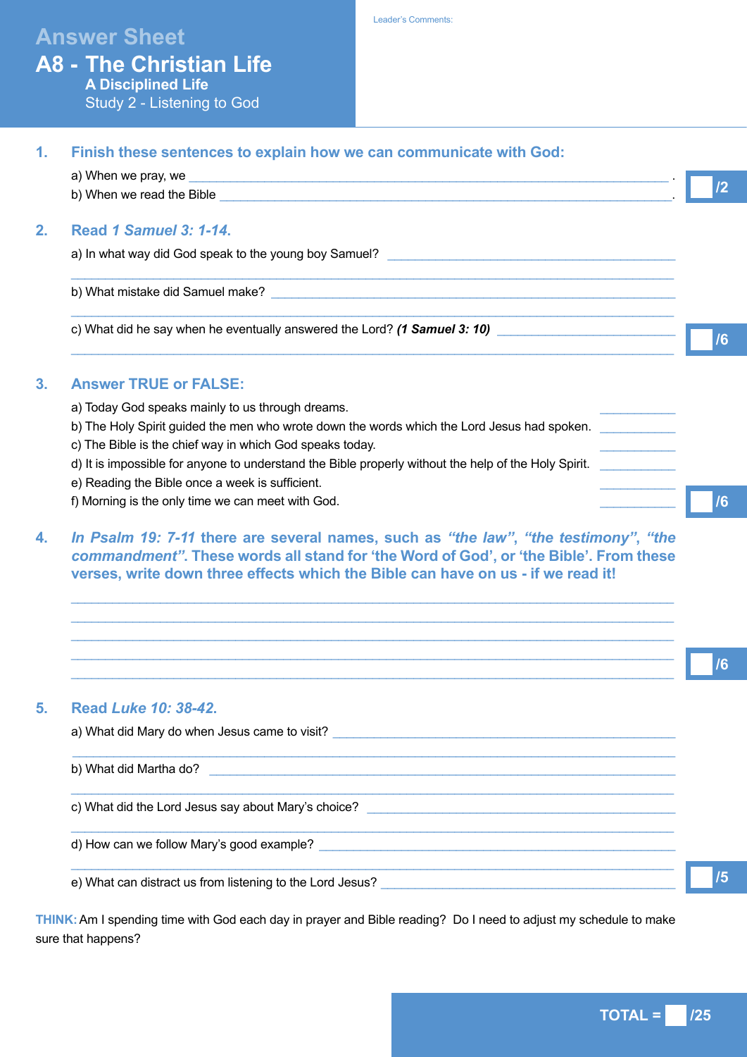# Answer Sheet

## A8 - The Christian Life

### A Disciplined Life

Study 2 - Listening to God

Leader's Comments:

**1. Finish these sentences to explain how we can communicate with God:**

a) When we pray, we ______________________________________________ .

b) When we read the Bible ______________________________________________.

/2

**2. Read *1 Samuel 3: 1-14*.**

a) In what way did God speak to the young boy Samuel? ______________________________

______________________________________________

b) What mistake did Samuel make? ______________________________

______________________________________________

c) What did he say when he eventually answered the Lord? ***(1 Samuel 3: 10)*** ______________

______________________________________________

/6

**3. Answer TRUE or FALSE:**

a) Today God speaks mainly to us through dreams. ________

b) The Holy Spirit guided the men who wrote down the words which the Lord Jesus had spoken. ________

c) The Bible is the chief way in which God speaks today. ________

d) It is impossible for anyone to understand the Bible properly without the help of the Holy Spirit. ________

e) Reading the Bible once a week is sufficient. ________

f) Morning is the only time we can meet with God. ________

/6

**4. *In Psalm 19: 7-11* there are several names, such as *"the law"*, *"the testimony"*, *"the commandment"*. These words all stand for 'the Word of God', or 'the Bible'. From these verses, write down three effects which the Bible can have on us - if we read it!**

______________________________________________

______________________________________________

______________________________________________

______________________________________________

______________________________________________

/6

**5. Read *Luke 10: 38-42*.**

a) What did Mary do when Jesus came to visit? ______________________________

______________________________________________

b) What did Martha do? ______________________________

______________________________________________

c) What did the Lord Jesus say about Mary's choice? ______________________________

______________________________________________

d) How can we follow Mary's good example? ______________________________

______________________________________________

e) What can distract us from listening to the Lord Jesus? ______________________________

/5

**THINK:** Am I spending time with God each day in prayer and Bible reading? Do I need to adjust my schedule to make sure that happens?

**TOTAL = /25**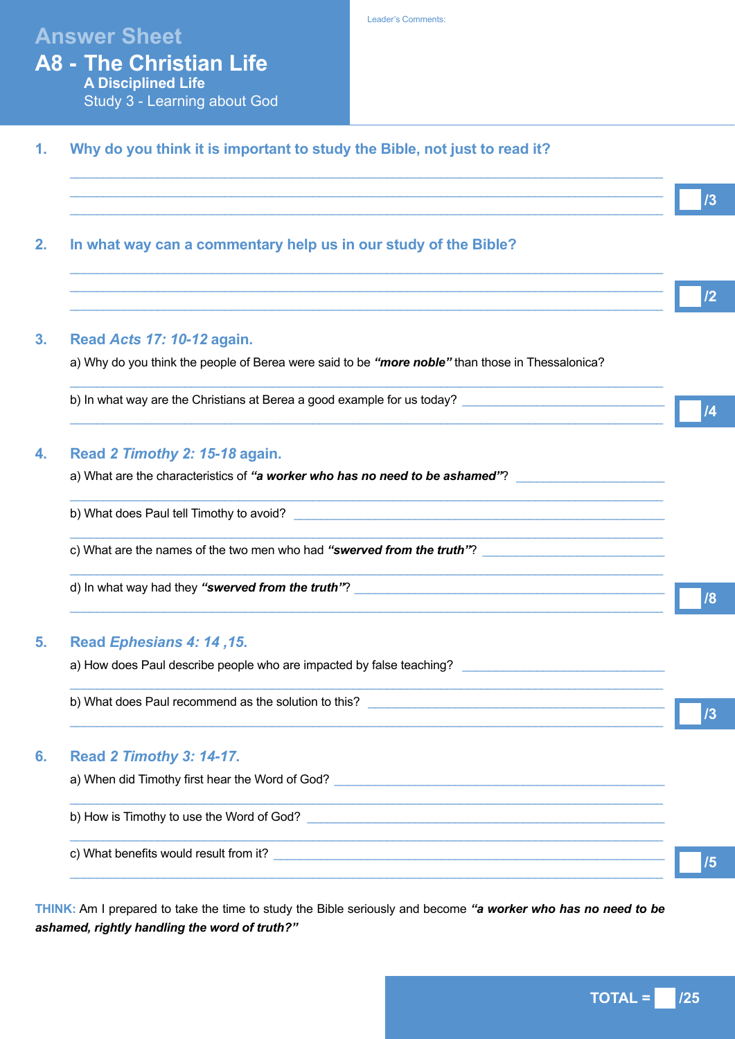# Answer Sheet

## A8 - The Christian Life

### A Disciplined Life

Study 3 - Learning about God

Leader's Comments:

**1. Why do you think it is important to study the Bible, not just to read it?**

______________________________________________________________________

______________________________________________________________________

______________________________________________________________________

/3

**2. In what way can a commentary help us in our study of the Bible?**

______________________________________________________________________

______________________________________________________________________

______________________________________________________________________

/2

**3. Read *Acts 17: 10-12* again.**

a) Why do you think the people of Berea were said to be ***"more noble"*** than those in Thessalonica?

______________________________________________________________________

b) In what way are the Christians at Berea a good example for us today? ______________________

______________________________________________________________________

/4

**4. Read *2 Timothy 2: 15-18* again.**

a) What are the characteristics of ***"a worker who has no need to be ashamed"***? ______________________

______________________________________________________________________

b) What does Paul tell Timothy to avoid? ______________________

______________________________________________________________________

c) What are the names of the two men who had ***"swerved from the truth"***? ______________________

______________________________________________________________________

d) In what way had they ***"swerved from the truth"***? ______________________

______________________________________________________________________

/8

**5. Read *Ephesians 4: 14 ,15.***

a) How does Paul describe people who are impacted by false teaching? ______________________

______________________________________________________________________

b) What does Paul recommend as the solution to this? ______________________

______________________________________________________________________

/3

**6. Read *2 Timothy 3: 14-17.***

a) When did Timothy first hear the Word of God? ______________________

______________________________________________________________________

b) How is Timothy to use the Word of God? ______________________

______________________________________________________________________

c) What benefits would result from it? ______________________

______________________________________________________________________

/5

**THINK:** Am I prepared to take the time to study the Bible seriously and become ***"a worker who has no need to be ashamed, rightly handling the word of truth?"***

**TOTAL = /25**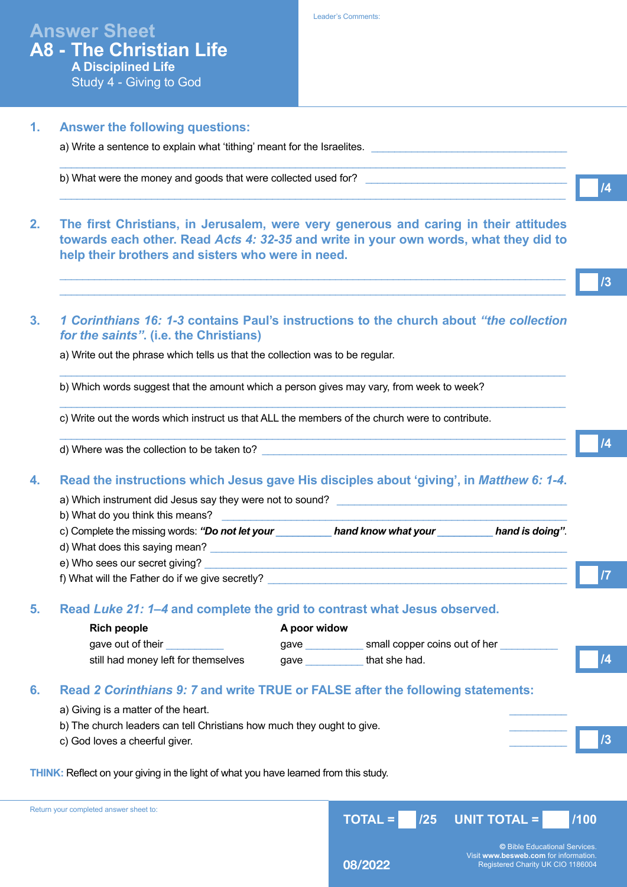# Answer Sheet

## A8 - The Christian Life

### A Disciplined Life

Study 4 - Giving to God

Leader's Comments:

**1. Answer the following questions:**

a) Write a sentence to explain what 'tithing' meant for the Israelites. ______________________________

______________________________________________________________________

b) What were the money and goods that were collected used for? ______________________________

______________________________________________________________________

/4

**2. The first Christians, in Jerusalem, were very generous and caring in their attitudes towards each other. Read *Acts 4: 32-35* and write in your own words, what they did to help their brothers and sisters who were in need.**

______________________________________________________________________

______________________________________________________________________

/3

**3. *1 Corinthians 16: 1-3* contains Paul's instructions to the church about *"the collection for the saints"*. (i.e. the Christians)**

a) Write out the phrase which tells us that the collection was to be regular.

______________________________________________________________________

b) Which words suggest that the amount which a person gives may vary, from week to week?

______________________________________________________________________

c) Write out the words which instruct us that ALL the members of the church were to contribute.

______________________________________________________________________

d) Where was the collection to be taken to? ______________________________

/4

**4. Read the instructions which Jesus gave His disciples about 'giving', in *Matthew 6: 1-4*.**

a) Which instrument did Jesus say they were not to sound? ______________________________

b) What do you think this means? ______________________________

c) Complete the missing words: ***"Do not let your*** __________ ***hand know what your*** __________ ***hand is doing"***.

d) What does this saying mean? ______________________________

e) Who sees our secret giving? ______________________________

f) What will the Father do if we give secretly? ______________________________

/7

**5. Read *Luke 21: 1–4* and complete the grid to contrast what Jesus observed.**

| **Rich people** | **A poor widow** |
|---|---|
| gave out of their __________ | gave __________ small copper coins out of her __________ |
| still had money left for themselves | gave __________ that she had. |

/4

**6. Read *2 Corinthians 9: 7* and write TRUE or FALSE after the following statements:**

a) Giving is a matter of the heart. __________

b) The church leaders can tell Christians how much they ought to give. __________

c) God loves a cheerful giver. __________

/3

**THINK:** Reflect on your giving in the light of what you have learned from this study.

Return your completed answer sheet to:

**TOTAL = /25 UNIT TOTAL = /100**

© Bible Educational Services. Visit **www.besweb.com** for information. Registered Charity UK CIO 1186004

08/2022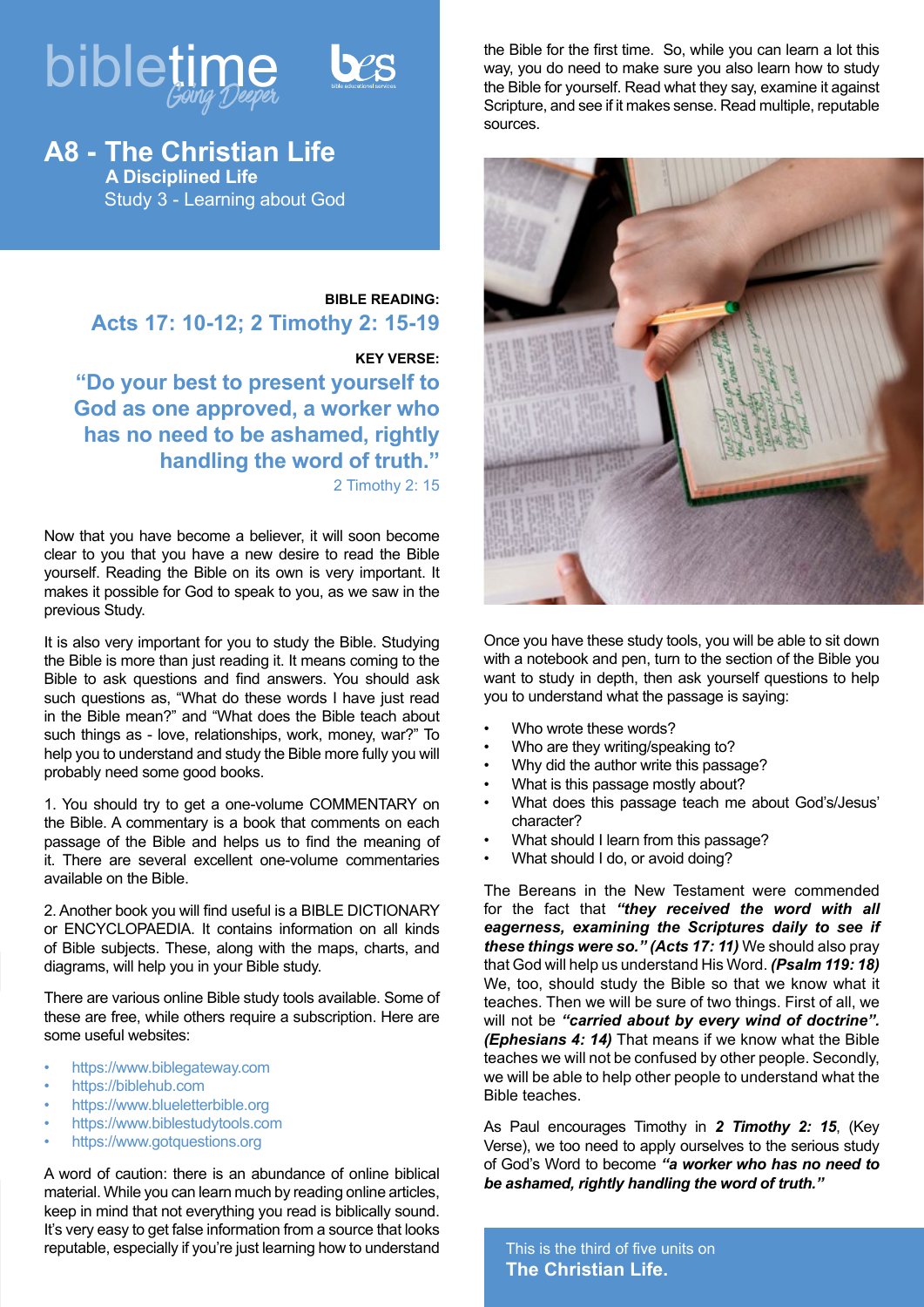# A8 - The Christian Life

## A Disciplined Life

### Study 3 - Learning about God

**BIBLE READING:**

**Acts 17: 10-12; 2 Timothy 2: 15-19**

**KEY VERSE:**

**"Do your best to present yourself to God as one approved, a worker who has no need to be ashamed, rightly handling the word of truth."**

2 Timothy 2: 15

Now that you have become a believer, it will soon become clear to you that you have a new desire to read the Bible yourself. Reading the Bible on its own is very important. It makes it possible for God to speak to you, as we saw in the previous Study.

It is also very important for you to study the Bible. Studying the Bible is more than just reading it. It means coming to the Bible to ask questions and find answers. You should ask such questions as, "What do these words I have just read in the Bible mean?" and "What does the Bible teach about such things as - love, relationships, work, money, war?" To help you to understand and study the Bible more fully you will probably need some good books.

1. You should try to get a one-volume COMMENTARY on the Bible. A commentary is a book that comments on each passage of the Bible and helps us to find the meaning of it. There are several excellent one-volume commentaries available on the Bible.

2. Another book you will find useful is a BIBLE DICTIONARY or ENCYCLOPAEDIA. It contains information on all kinds of Bible subjects. These, along with the maps, charts, and diagrams, will help you in your Bible study.

There are various online Bible study tools available. Some of these are free, while others require a subscription. Here are some useful websites:

- https://www.biblegateway.com
- https://biblehub.com
- https://www.blueletterbible.org
- https://www.biblestudytools.com
- https://www.gotquestions.org

A word of caution: there is an abundance of online biblical material. While you can learn much by reading online articles, keep in mind that not everything you read is biblically sound. It's very easy to get false information from a source that looks reputable, especially if you're just learning how to understand the Bible for the first time. So, while you can learn a lot this way, you do need to make sure you also learn how to study the Bible for yourself. Read what they say, examine it against Scripture, and see if it makes sense. Read multiple, reputable sources.

Once you have these study tools, you will be able to sit down with a notebook and pen, turn to the section of the Bible you want to study in depth, then ask yourself questions to help you to understand what the passage is saying:

- Who wrote these words?
- Who are they writing/speaking to?
- Why did the author write this passage?
- What is this passage mostly about?
- What does this passage teach me about God's/Jesus' character?
- What should I learn from this passage?
- What should I do, or avoid doing?

The Bereans in the New Testament were commended for the fact that ***"they received the word with all eagerness, examining the Scriptures daily to see if these things were so." (Acts 17: 11)*** We should also pray that God will help us understand His Word. ***(Psalm 119: 18)*** We, too, should study the Bible so that we know what it teaches. Then we will be sure of two things. First of all, we will not be ***"carried about by every wind of doctrine". (Ephesians 4: 14)*** That means if we know what the Bible teaches we will not be confused by other people. Secondly, we will be able to help other people to understand what the Bible teaches.

As Paul encourages Timothy in ***2 Timothy 2: 15***, (Key Verse), we too need to apply ourselves to the serious study of God's Word to become ***"a worker who has no need to be ashamed, rightly handling the word of truth."***

This is the third of five units on **The Christian Life.**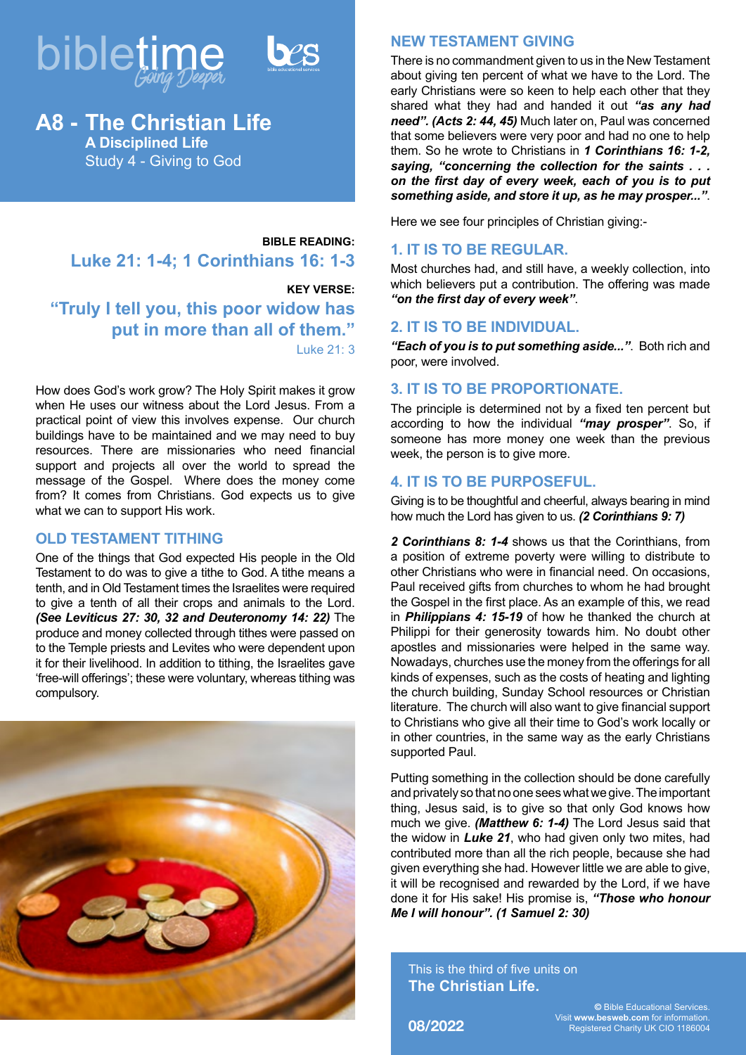# bibletime *Going Deeper*

## A8 - The Christian Life

**A Disciplined Life**

Study 4 - Giving to God

**BIBLE READING:**

**Luke 21: 1-4; 1 Corinthians 16: 1-3**

**KEY VERSE:**

**"Truly I tell you, this poor widow has put in more than all of them."**

Luke 21: 3

How does God's work grow? The Holy Spirit makes it grow when He uses our witness about the Lord Jesus. From a practical point of view this involves expense. Our church buildings have to be maintained and we may need to buy resources. There are missionaries who need financial support and projects all over the world to spread the message of the Gospel. Where does the money come from? It comes from Christians. God expects us to give what we can to support His work.

### OLD TESTAMENT TITHING

One of the things that God expected His people in the Old Testament to do was to give a tithe to God. A tithe means a tenth, and in Old Testament times the Israelites were required to give a tenth of all their crops and animals to the Lord. ***(See Leviticus 27: 30, 32 and Deuteronomy 14: 22)*** The produce and money collected through tithes were passed on to the Temple priests and Levites who were dependent upon it for their livelihood. In addition to tithing, the Israelites gave 'free-will offerings'; these were voluntary, whereas tithing was compulsory.

### NEW TESTAMENT GIVING

There is no commandment given to us in the New Testament about giving ten percent of what we have to the Lord. The early Christians were so keen to help each other that they shared what they had and handed it out ***"as any had need". (Acts 2: 44, 45)*** Much later on, Paul was concerned that some believers were very poor and had no one to help them. So he wrote to Christians in ***1 Corinthians 16: 1-2, saying, "concerning the collection for the saints . . . on the first day of every week, each of you is to put something aside, and store it up, as he may prosper..."***.

Here we see four principles of Christian giving:-

### 1. IT IS TO BE REGULAR.

Most churches had, and still have, a weekly collection, into which believers put a contribution. The offering was made ***"on the first day of every week"***.

### 2. IT IS TO BE INDIVIDUAL.

***"Each of you is to put something aside..."***. Both rich and poor, were involved.

### 3. IT IS TO BE PROPORTIONATE.

The principle is determined not by a fixed ten percent but according to how the individual ***"may prosper"***. So, if someone has more money one week than the previous week, the person is to give more.

### 4. IT IS TO BE PURPOSEFUL.

Giving is to be thoughtful and cheerful, always bearing in mind how much the Lord has given to us. ***(2 Corinthians 9: 7)***

***2 Corinthians 8: 1-4*** shows us that the Corinthians, from a position of extreme poverty were willing to distribute to other Christians who were in financial need. On occasions, Paul received gifts from churches to whom he had brought the Gospel in the first place. As an example of this, we read in ***Philippians 4: 15-19*** of how he thanked the church at Philippi for their generosity towards him. No doubt other apostles and missionaries were helped in the same way. Nowadays, churches use the money from the offerings for all kinds of expenses, such as the costs of heating and lighting the church building, Sunday School resources or Christian literature. The church will also want to give financial support to Christians who give all their time to God's work locally or in other countries, in the same way as the early Christians supported Paul.

Putting something in the collection should be done carefully and privately so that no one sees what we give. The important thing, Jesus said, is to give so that only God knows how much we give. ***(Matthew 6: 1-4)*** The Lord Jesus said that the widow in ***Luke 21***, who had given only two mites, had contributed more than all the rich people, because she had given everything she had. However little we are able to give, it will be recognised and rewarded by the Lord, if we have done it for His sake! His promise is, ***"Those who honour Me I will honour". (1 Samuel 2: 30)***

This is the third of five units on **The Christian Life.**

**08/2022**

© Bible Educational Services. Visit **www.besweb.com** for information. Registered Charity UK CIO 1186004